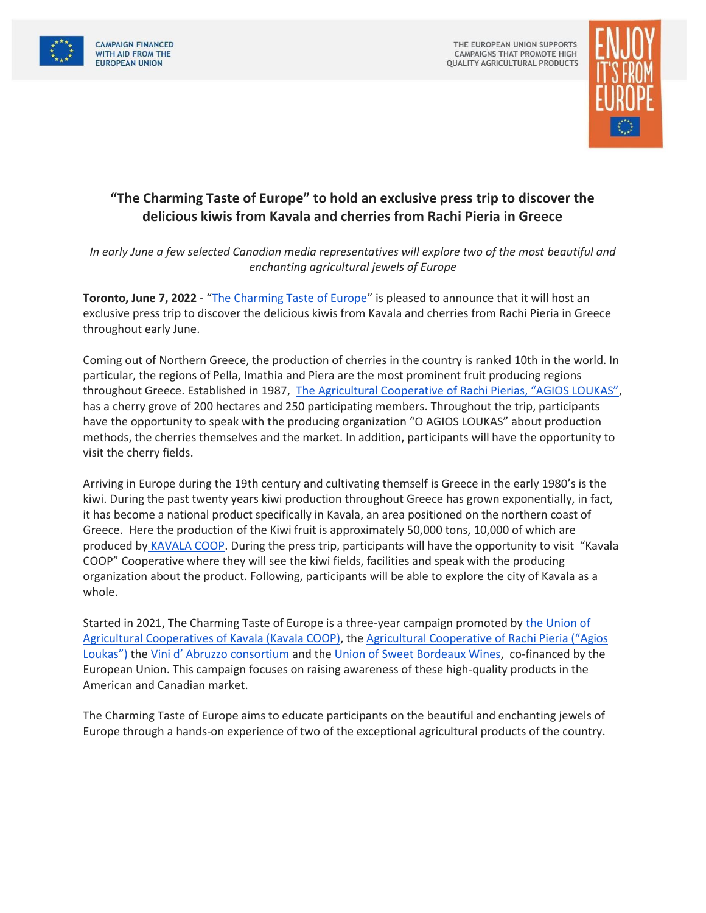CAMPAIGN FINANCED WITH AID FROM THE EUROPEAN UNION

THE EUROPEAN UNION SUPPORTS CAMPAIGNS THAT PROMOTE HIGH QUALITY AGRICULTURAL PRODUCTS

ENJOY IT'S FROM EUROPE

# "The Charming Taste of Europe" to hold an exclusive press trip to discover the delicious kiwis from Kavala and cherries from Rachi Pieria in Greece

*In early June a few selected Canadian media representatives will explore two of the most beautiful and enchanting agricultural jewels of Europe*

**Toronto, June 7, 2022** - "The Charming Taste of Europe" is pleased to announce that it will host an exclusive press trip to discover the delicious kiwis from Kavala and cherries from Rachi Pieria in Greece throughout early June.

Coming out of Northern Greece, the production of cherries in the country is ranked 10th in the world. In particular, the regions of Pella, Imathia and Piera are the most prominent fruit producing regions throughout Greece. Established in 1987, The Agricultural Cooperative of Rachi Pierias, "AGIOS LOUKAS", has a cherry grove of 200 hectares and 250 participating members. Throughout the trip, participants have the opportunity to speak with the producing organization "O AGIOS LOUKAS" about production methods, the cherries themselves and the market. In addition, participants will have the opportunity to visit the cherry fields.

Arriving in Europe during the 19th century and cultivating themself is Greece in the early 1980's is the kiwi. During the past twenty years kiwi production throughout Greece has grown exponentially, in fact, it has become a national product specifically in Kavala, an area positioned on the northern coast of Greece. Here the production of the Kiwi fruit is approximately 50,000 tons, 10,000 of which are produced by KAVALA COOP. During the press trip, participants will have the opportunity to visit "Kavala COOP" Cooperative where they will see the kiwi fields, facilities and speak with the producing organization about the product. Following, participants will be able to explore the city of Kavala as a whole.

Started in 2021, The Charming Taste of Europe is a three-year campaign promoted by the Union of Agricultural Cooperatives of Kavala (Kavala COOP), the Agricultural Cooperative of Rachi Pieria ("Agios Loukas") the Vini d' Abruzzo consortium and the Union of Sweet Bordeaux Wines, co-financed by the European Union. This campaign focuses on raising awareness of these high-quality products in the American and Canadian market.

The Charming Taste of Europe aims to educate participants on the beautiful and enchanting jewels of Europe through a hands-on experience of two of the exceptional agricultural products of the country.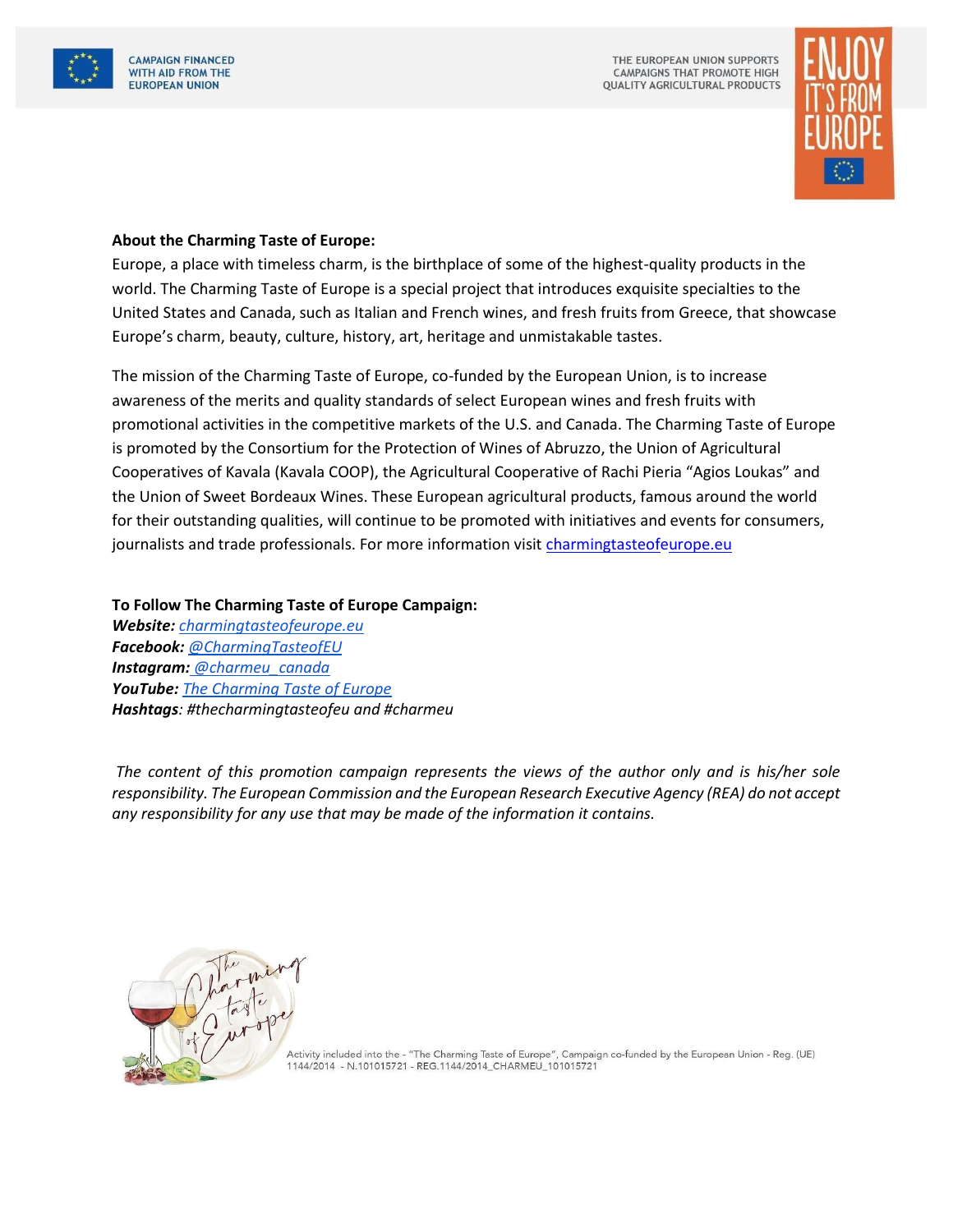CAMPAIGN FINANCED WITH AID FROM THE EUROPEAN UNION

THE EUROPEAN UNION SUPPORTS CAMPAIGNS THAT PROMOTE HIGH QUALITY AGRICULTURAL PRODUCTS

ENJOY IT'S FROM EUROPE

**About the Charming Taste of Europe:**

Europe, a place with timeless charm, is the birthplace of some of the highest-quality products in the world. The Charming Taste of Europe is a special project that introduces exquisite specialties to the United States and Canada, such as Italian and French wines, and fresh fruits from Greece, that showcase Europe's charm, beauty, culture, history, art, heritage and unmistakable tastes.

The mission of the Charming Taste of Europe, co-funded by the European Union, is to increase awareness of the merits and quality standards of select European wines and fresh fruits with promotional activities in the competitive markets of the U.S. and Canada. The Charming Taste of Europe is promoted by the Consortium for the Protection of Wines of Abruzzo, the Union of Agricultural Cooperatives of Kavala (Kavala COOP), the Agricultural Cooperative of Rachi Pieria "Agios Loukas" and the Union of Sweet Bordeaux Wines. These European agricultural products, famous around the world for their outstanding qualities, will continue to be promoted with initiatives and events for consumers, journalists and trade professionals. For more information visit charmingtasteofeurope.eu

**To Follow The Charming Taste of Europe Campaign:**

***Website:*** *charmingtasteofeurope.eu*
***Facebook:*** *@CharmingTasteofEU*
***Instagram:*** *@charmeu_canada*
***YouTube:*** *The Charming Taste of Europe*
***Hashtags****: #thecharmingtasteofeu and #charmeu*

*The content of this promotion campaign represents the views of the author only and is his/her sole responsibility. The European Commission and the European Research Executive Agency (REA) do not accept any responsibility for any use that may be made of the information it contains.*

The Charming Taste of Europe

Activity included into the - "The Charming Taste of Europe", Campaign co-funded by the European Union - Reg. (UE) 1144/2014 - N.101015721 - REG.1144/2014_CHARMEU_101015721